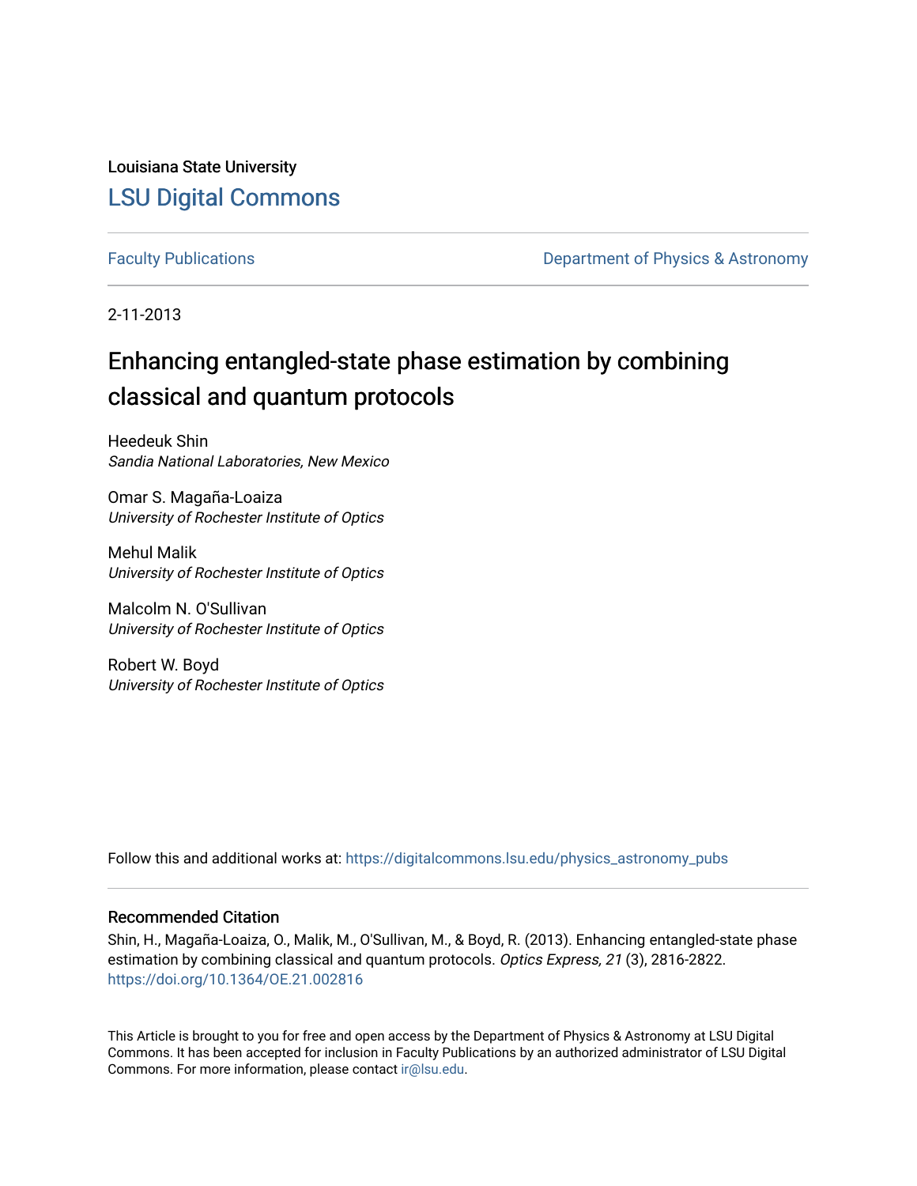Louisiana State University

# LSU Digital Commons

Faculty Publications

Department of Physics & Astronomy

2-11-2013

# Enhancing entangled-state phase estimation by combining classical and quantum protocols

Heedeuk Shin
*Sandia National Laboratories, New Mexico*

Omar S. Magaña-Loaiza
*University of Rochester Institute of Optics*

Mehul Malik
*University of Rochester Institute of Optics*

Malcolm N. O'Sullivan
*University of Rochester Institute of Optics*

Robert W. Boyd
*University of Rochester Institute of Optics*

Follow this and additional works at: https://digitalcommons.lsu.edu/physics_astronomy_pubs

## Recommended Citation

Shin, H., Magaña-Loaiza, O., Malik, M., O'Sullivan, M., & Boyd, R. (2013). Enhancing entangled-state phase estimation by combining classical and quantum protocols. *Optics Express, 21* (3), 2816-2822. https://doi.org/10.1364/OE.21.002816

This Article is brought to you for free and open access by the Department of Physics & Astronomy at LSU Digital Commons. It has been accepted for inclusion in Faculty Publications by an authorized administrator of LSU Digital Commons. For more information, please contact ir@lsu.edu.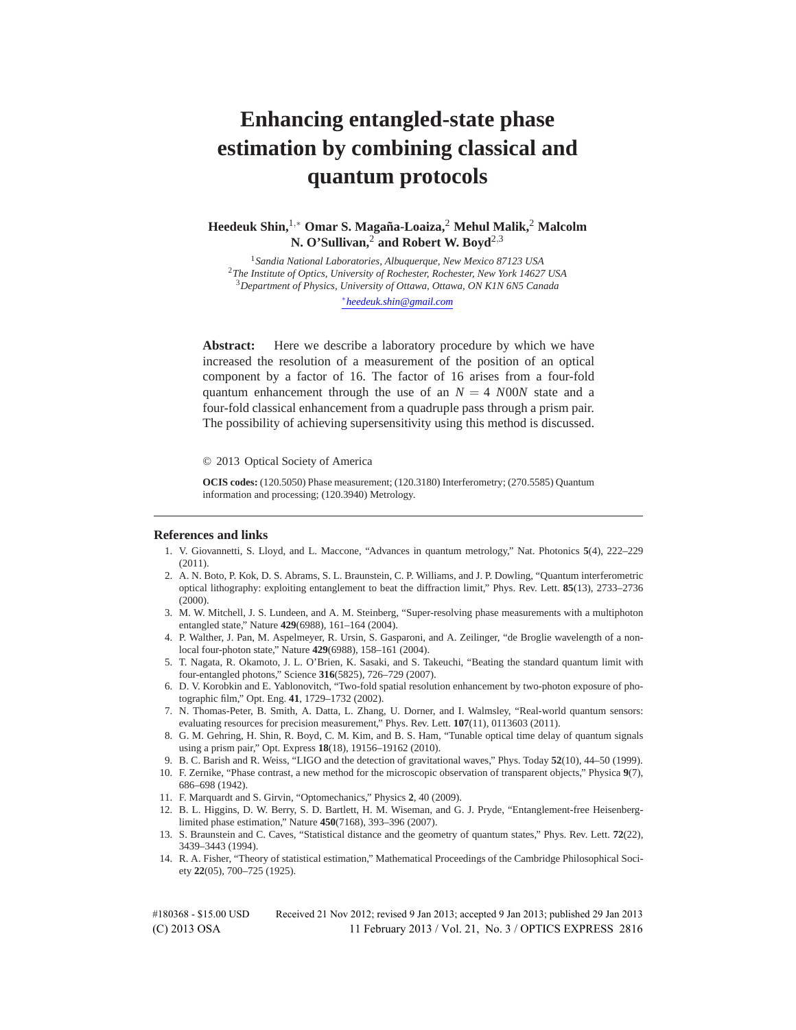# Enhancing entangled-state phase estimation by combining classical and quantum protocols

**Heedeuk Shin,**[1,*] **Omar S. Magaña-Loaiza,**[2] **Mehul Malik,**[2] **Malcolm N. O'Sullivan,**[2] **and Robert W. Boyd**[2,3]

[1]*Sandia National Laboratories, Albuquerque, New Mexico 87123 USA*
[2]*The Institute of Optics, University of Rochester, Rochester, New York 14627 USA*
[3]*Department of Physics, University of Ottawa, Ottawa, ON K1N 6N5 Canada*

[*]*heedeuk.shin@gmail.com*

**Abstract:** Here we describe a laboratory procedure by which we have increased the resolution of a measurement of the position of an optical component by a factor of 16. The factor of 16 arises from a four-fold quantum enhancement through the use of an $N = 4$ $N00N$ state and a four-fold classical enhancement from a quadruple pass through a prism pair. The possibility of achieving supersensitivity using this method is discussed.

© 2013 Optical Society of America

**OCIS codes:** (120.5050) Phase measurement; (120.3180) Interferometry; (270.5585) Quantum information and processing; (120.3940) Metrology.

## References and links

1. V. Giovannetti, S. Lloyd, and L. Maccone, "Advances in quantum metrology," Nat. Photonics **5**(4), 222–229 (2011).
2. A. N. Boto, P. Kok, D. S. Abrams, S. L. Braunstein, C. P. Williams, and J. P. Dowling, "Quantum interferometric optical lithography: exploiting entanglement to beat the diffraction limit," Phys. Rev. Lett. **85**(13), 2733–2736 (2000).
3. M. W. Mitchell, J. S. Lundeen, and A. M. Steinberg, "Super-resolving phase measurements with a multiphoton entangled state," Nature **429**(6988), 161–164 (2004).
4. P. Walther, J. Pan, M. Aspelmeyer, R. Ursin, S. Gasparoni, and A. Zeilinger, "de Broglie wavelength of a non-local four-photon state," Nature **429**(6988), 158–161 (2004).
5. T. Nagata, R. Okamoto, J. L. O'Brien, K. Sasaki, and S. Takeuchi, "Beating the standard quantum limit with four-entangled photons," Science **316**(5825), 726–729 (2007).
6. D. V. Korobkin and E. Yablonovitch, "Two-fold spatial resolution enhancement by two-photon exposure of photographic film," Opt. Eng. **41**, 1729–1732 (2002).
7. N. Thomas-Peter, B. Smith, A. Datta, L. Zhang, U. Dorner, and I. Walmsley, "Real-world quantum sensors: evaluating resources for precision measurement," Phys. Rev. Lett. **107**(11), 0113603 (2011).
8. G. M. Gehring, H. Shin, R. Boyd, C. M. Kim, and B. S. Ham, "Tunable optical time delay of quantum signals using a prism pair," Opt. Express **18**(18), 19156–19162 (2010).
9. B. C. Barish and R. Weiss, "LIGO and the detection of gravitational waves," Phys. Today **52**(10), 44–50 (1999).
10. F. Zernike, "Phase contrast, a new method for the microscopic observation of transparent objects," Physica **9**(7), 686–698 (1942).
11. F. Marquardt and S. Girvin, "Optomechanics," Physics **2**, 40 (2009).
12. B. L. Higgins, D. W. Berry, S. D. Bartlett, H. M. Wiseman, and G. J. Pryde, "Entanglement-free Heisenberg-limited phase estimation," Nature **450**(7168), 393–396 (2007).
13. S. Braunstein and C. Caves, "Statistical distance and the geometry of quantum states," Phys. Rev. Lett. **72**(22), 3439–3443 (1994).
14. R. A. Fisher, "Theory of statistical estimation," Mathematical Proceedings of the Cambridge Philosophical Society **22**(05), 700–725 (1925).

#180368 - $15.00 USD Received 21 Nov 2012; revised 9 Jan 2013; accepted 9 Jan 2013; published 29 Jan 2013
(C) 2013 OSA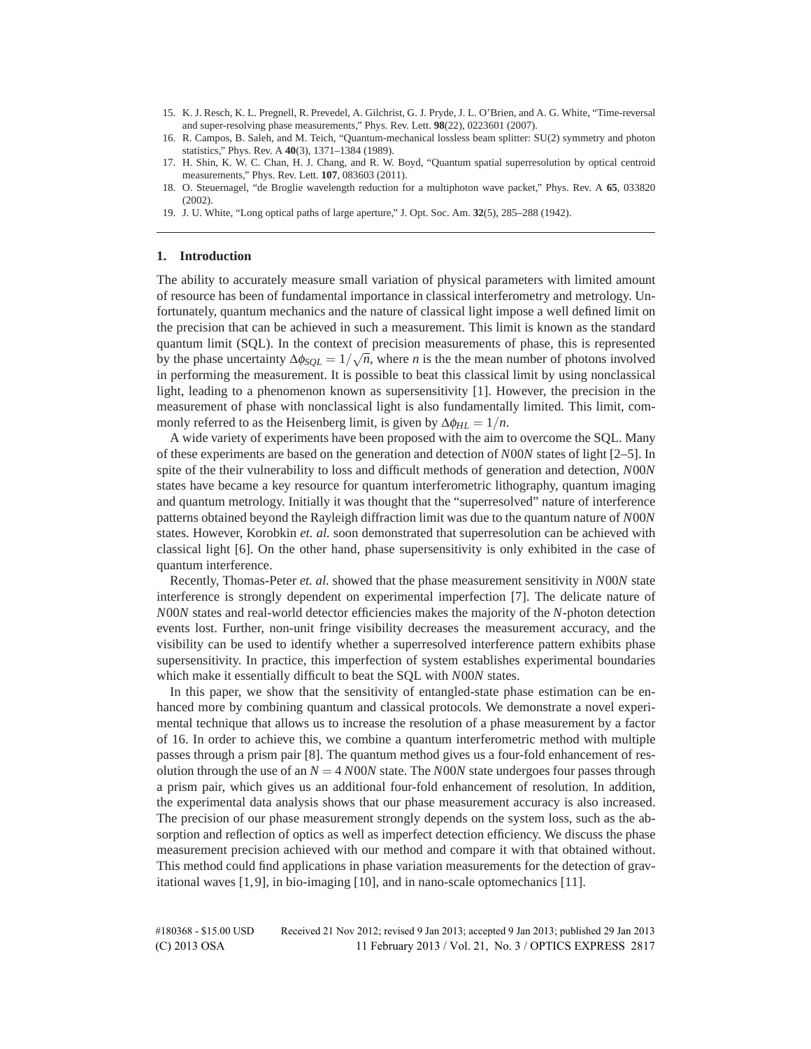15. K. J. Resch, K. L. Pregnell, R. Prevedel, A. Gilchrist, G. J. Pryde, J. L. O'Brien, and A. G. White, "Time-reversal and super-resolving phase measurements," Phys. Rev. Lett. **98**(22), 0223601 (2007).
16. R. Campos, B. Saleh, and M. Teich, "Quantum-mechanical lossless beam splitter: SU(2) symmetry and photon statistics," Phys. Rev. A **40**(3), 1371–1384 (1989).
17. H. Shin, K. W. C. Chan, H. J. Chang, and R. W. Boyd, "Quantum spatial superresolution by optical centroid measurements," Phys. Rev. Lett. **107**, 083603 (2011).
18. O. Steuernagel, "de Broglie wavelength reduction for a multiphoton wave packet," Phys. Rev. A **65**, 033820 (2002).
19. J. U. White, "Long optical paths of large aperture," J. Opt. Soc. Am. **32**(5), 285–288 (1942).

## 1. Introduction

The ability to accurately measure small variation of physical parameters with limited amount of resource has been of fundamental importance in classical interferometry and metrology. Unfortunately, quantum mechanics and the nature of classical light impose a well defined limit on the precision that can be achieved in such a measurement. This limit is known as the standard quantum limit (SQL). In the context of precision measurements of phase, this is represented by the phase uncertainty $\Delta\phi_{SQL} = 1/\sqrt{n}$, where $n$ is the the mean number of photons involved in performing the measurement. It is possible to beat this classical limit by using nonclassical light, leading to a phenomenon known as supersensitivity [1]. However, the precision in the measurement of phase with nonclassical light is also fundamentally limited. This limit, commonly referred to as the Heisenberg limit, is given by $\Delta\phi_{HL} = 1/n$.

A wide variety of experiments have been proposed with the aim to overcome the SQL. Many of these experiments are based on the generation and detection of *N*00*N* states of light [2–5]. In spite of the their vulnerability to loss and difficult methods of generation and detection, *N*00*N* states have became a key resource for quantum interferometric lithography, quantum imaging and quantum metrology. Initially it was thought that the "superresolved" nature of interference patterns obtained beyond the Rayleigh diffraction limit was due to the quantum nature of *N*00*N* states. However, Korobkin *et. al.* soon demonstrated that superresolution can be achieved with classical light [6]. On the other hand, phase supersensitivity is only exhibited in the case of quantum interference.

Recently, Thomas-Peter *et. al.* showed that the phase measurement sensitivity in *N*00*N* state interference is strongly dependent on experimental imperfection [7]. The delicate nature of *N*00*N* states and real-world detector efficiencies makes the majority of the *N*-photon detection events lost. Further, non-unit fringe visibility decreases the measurement accuracy, and the visibility can be used to identify whether a superresolved interference pattern exhibits phase supersensitivity. In practice, this imperfection of system establishes experimental boundaries which make it essentially difficult to beat the SQL with *N*00*N* states.

In this paper, we show that the sensitivity of entangled-state phase estimation can be enhanced more by combining quantum and classical protocols. We demonstrate a novel experimental technique that allows us to increase the resolution of a phase measurement by a factor of 16. In order to achieve this, we combine a quantum interferometric method with multiple passes through a prism pair [8]. The quantum method gives us a four-fold enhancement of resolution through the use of an $N = 4$ *N*00*N* state. The *N*00*N* state undergoes four passes through a prism pair, which gives us an additional four-fold enhancement of resolution. In addition, the experimental data analysis shows that our phase measurement accuracy is also increased. The precision of our phase measurement strongly depends on the system loss, such as the absorption and reflection of optics as well as imperfect detection efficiency. We discuss the phase measurement precision achieved with our method and compare it with that obtained without. This method could find applications in phase variation measurements for the detection of gravitational waves [1, 9], in bio-imaging [10], and in nano-scale optomechanics [11].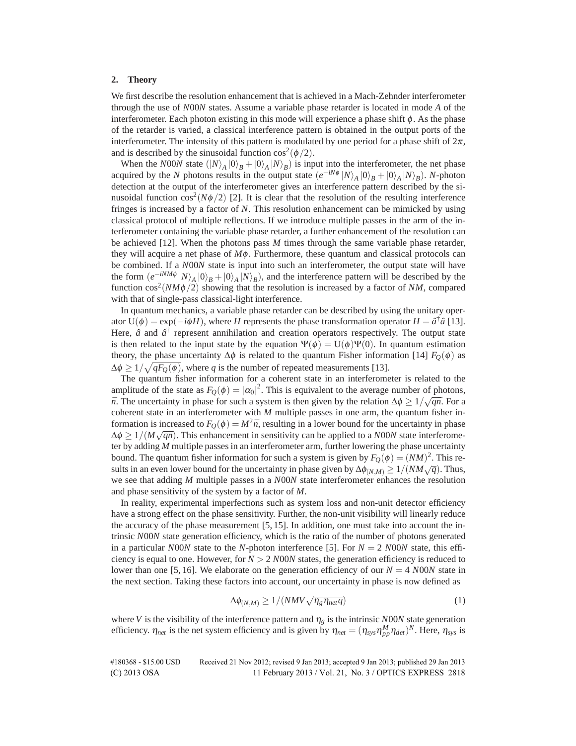## 2. Theory

We first describe the resolution enhancement that is achieved in a Mach-Zehnder interferometer through the use of *N*00*N* states. Assume a variable phase retarder is located in mode *A* of the interferometer. Each photon existing in this mode will experience a phase shift $\phi$. As the phase of the retarder is varied, a classical interference pattern is obtained in the output ports of the interferometer. The intensity of this pattern is modulated by one period for a phase shift of $2\pi$, and is described by the sinusoidal function $\cos^2(\phi/2)$.

When the *N*00*N* state $(|N\rangle_A|0\rangle_B + |0\rangle_A|N\rangle_B)$ is input into the interferometer, the net phase acquired by the *N* photons results in the output state $(e^{-iN\phi}|N\rangle_A|0\rangle_B + |0\rangle_A|N\rangle_B)$. *N*-photon detection at the output of the interferometer gives an interference pattern described by the sinusoidal function $\cos^2(N\phi/2)$ [2]. It is clear that the resolution of the resulting interference fringes is increased by a factor of *N*. This resolution enhancement can be mimicked by using classical protocol of multiple reflections. If we introduce multiple passes in the arm of the interferometer containing the variable phase retarder, a further enhancement of the resolution can be achieved [12]. When the photons pass *M* times through the same variable phase retarder, they will acquire a net phase of $M\phi$. Furthermore, these quantum and classical protocols can be combined. If a *N*00*N* state is input into such an interferometer, the output state will have the form $(e^{-iNM\phi}|N\rangle_A|0\rangle_B + |0\rangle_A|N\rangle_B)$, and the interference pattern will be described by the function $\cos^2(NM\phi/2)$ showing that the resolution is increased by a factor of *NM*, compared with that of single-pass classical-light interference.

In quantum mechanics, a variable phase retarder can be described by using the unitary operator $\mathrm{U}(\phi) = \exp(-i\phi H)$, where *H* represents the phase transformation operator $H = \hat{a}^{\dagger}\hat{a}$ [13]. Here, $\hat{a}$ and $\hat{a}^{\dagger}$ represent annihilation and creation operators respectively. The output state is then related to the input state by the equation $\Psi(\phi) = \mathrm{U}(\phi)\Psi(0)$. In quantum estimation theory, the phase uncertainty $\Delta\phi$ is related to the quantum Fisher information [14] $F_Q(\phi)$ as $\Delta\phi \geq 1/\sqrt{qF_Q(\phi)}$, where *q* is the number of repeated measurements [13].

The quantum fisher information for a coherent state in an interferometer is related to the amplitude of the state as $F_Q(\phi) = |\alpha_0|^2$. This is equivalent to the average number of photons, $\bar{n}$. The uncertainty in phase for such a system is then given by the relation $\Delta\phi \geq 1/\sqrt{q\bar{n}}$. For a coherent state in an interferometer with *M* multiple passes in one arm, the quantum fisher information is increased to $F_Q(\phi) = M^2\bar{n}$, resulting in a lower bound for the uncertainty in phase $\Delta\phi \geq 1/(M\sqrt{q\bar{n}})$. This enhancement in sensitivity can be applied to a *N*00*N* state interferometer by adding *M* multiple passes in an interferometer arm, further lowering the phase uncertainty bound. The quantum fisher information for such a system is given by $F_Q(\phi) = (NM)^2$. This results in an even lower bound for the uncertainty in phase given by $\Delta\phi_{(N,M)} \geq 1/(NM\sqrt{q})$. Thus, we see that adding *M* multiple passes in a *N*00*N* state interferometer enhances the resolution and phase sensitivity of the system by a factor of *M*.

In reality, experimental imperfections such as system loss and non-unit detector efficiency have a strong effect on the phase sensitivity. Further, the non-unit visibility will linearly reduce the accuracy of the phase measurement [5, 15]. In addition, one must take into account the intrinsic *N*00*N* state generation efficiency, which is the ratio of the number of photons generated in a particular *N*00*N* state to the *N*-photon interference [5]. For $N = 2$ *N*00*N* state, this efficiency is equal to one. However, for $N > 2$ *N*00*N* states, the generation efficiency is reduced to lower than one [5, 16]. We elaborate on the generation efficiency of our $N = 4$ *N*00*N* state in the next section. Taking these factors into account, our uncertainty in phase is now defined as

$$\Delta\phi_{(N,M)} \geq 1/(NMV\sqrt{\eta_g\eta_{net}q}) \tag{1}$$

where *V* is the visibility of the interference pattern and $\eta_g$ is the intrinsic *N*00*N* state generation efficiency. $\eta_{net}$ is the net system efficiency and is given by $\eta_{net} = (\eta_{sys}\eta_{pp}^{M}\eta_{det})^N$. Here, $\eta_{sys}$ is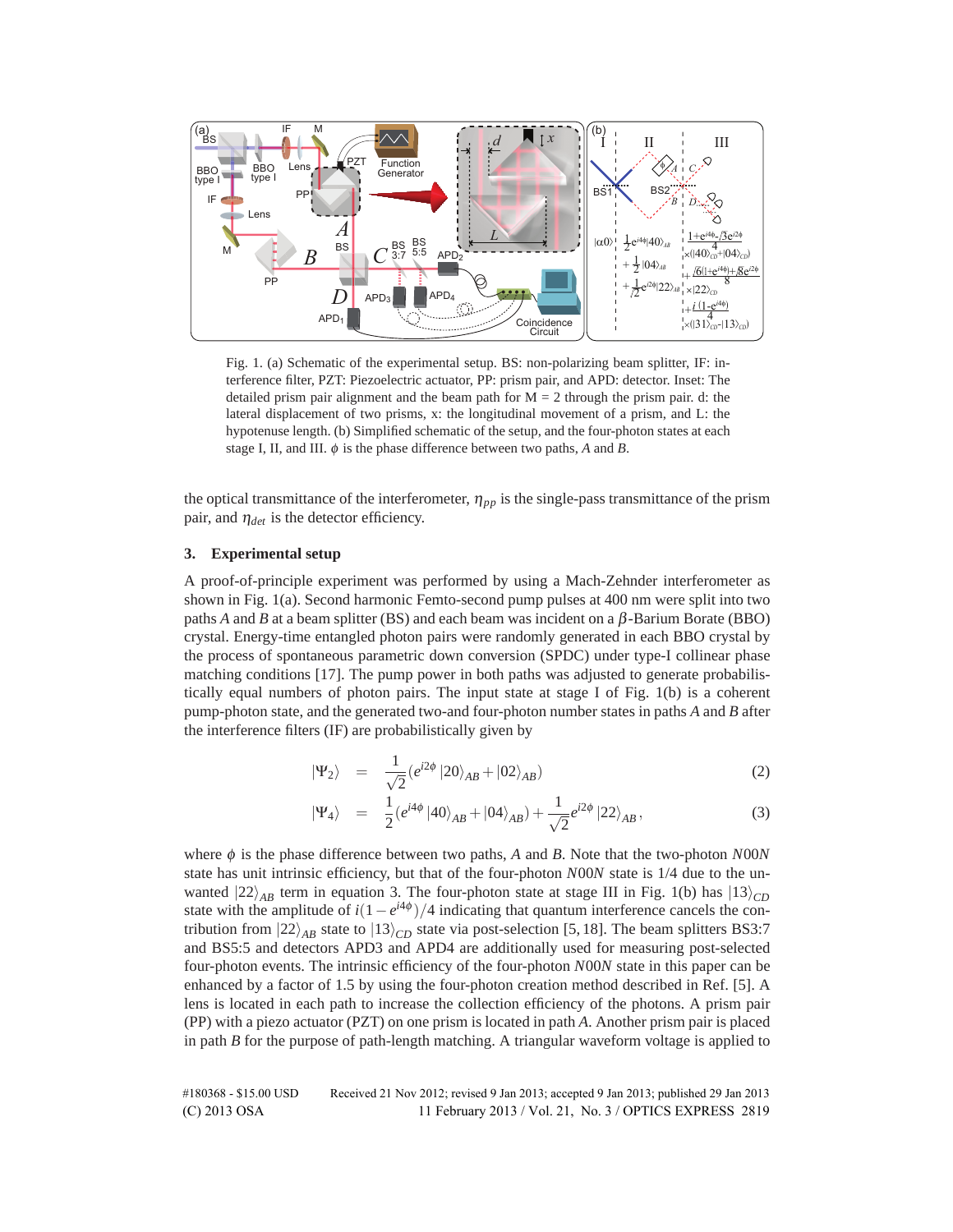Fig. 1. (a) Schematic of the experimental setup. BS: non-polarizing beam splitter, IF: interference filter, PZT: Piezoelectric actuator, PP: prism pair, and APD: detector. Inset: The detailed prism pair alignment and the beam path for M = 2 through the prism pair. d: the lateral displacement of two prisms, x: the longitudinal movement of a prism, and L: the hypotenuse length. (b) Simplified schematic of the setup, and the four-photon states at each stage I, II, and III. $\phi$ is the phase difference between two paths, *A* and *B*.

the optical transmittance of the interferometer, $\eta_{pp}$ is the single-pass transmittance of the prism pair, and $\eta_{det}$ is the detector efficiency.

## 3. Experimental setup

A proof-of-principle experiment was performed by using a Mach-Zehnder interferometer as shown in Fig. 1(a). Second harmonic Femto-second pump pulses at 400 nm were split into two paths *A* and *B* at a beam splitter (BS) and each beam was incident on a $\beta$-Barium Borate (BBO) crystal. Energy-time entangled photon pairs were randomly generated in each BBO crystal by the process of spontaneous parametric down conversion (SPDC) under type-I collinear phase matching conditions [17]. The pump power in both paths was adjusted to generate probabilistically equal numbers of photon pairs. The input state at stage I of Fig. 1(b) is a coherent pump-photon state, and the generated two-and four-photon number states in paths *A* and *B* after the interference filters (IF) are probabilistically given by

$$|\Psi_2\rangle = \frac{1}{\sqrt{2}}(e^{i2\phi}\,|20\rangle_{AB} + |02\rangle_{AB}) \tag{2}$$

$$|\Psi_4\rangle = \frac{1}{2}(e^{i4\phi}\,|40\rangle_{AB} + |04\rangle_{AB}) + \frac{1}{\sqrt{2}}e^{i2\phi}\,|22\rangle_{AB}, \tag{3}$$

where $\phi$ is the phase difference between two paths, *A* and *B*. Note that the two-photon *N*00*N* state has unit intrinsic efficiency, but that of the four-photon *N*00*N* state is 1/4 due to the unwanted $|22\rangle_{AB}$ term in equation 3. The four-photon state at stage III in Fig. 1(b) has $|13\rangle_{CD}$ state with the amplitude of $i(1-e^{i4\phi})/4$ indicating that quantum interference cancels the contribution from $|22\rangle_{AB}$ state to $|13\rangle_{CD}$ state via post-selection [5, 18]. The beam splitters BS3:7 and BS5:5 and detectors APD3 and APD4 are additionally used for measuring post-selected four-photon events. The intrinsic efficiency of the four-photon *N*00*N* state in this paper can be enhanced by a factor of 1.5 by using the four-photon creation method described in Ref. [5]. A lens is located in each path to increase the collection efficiency of the photons. A prism pair (PP) with a piezo actuator (PZT) on one prism is located in path *A*. Another prism pair is placed in path *B* for the purpose of path-length matching. A triangular waveform voltage is applied to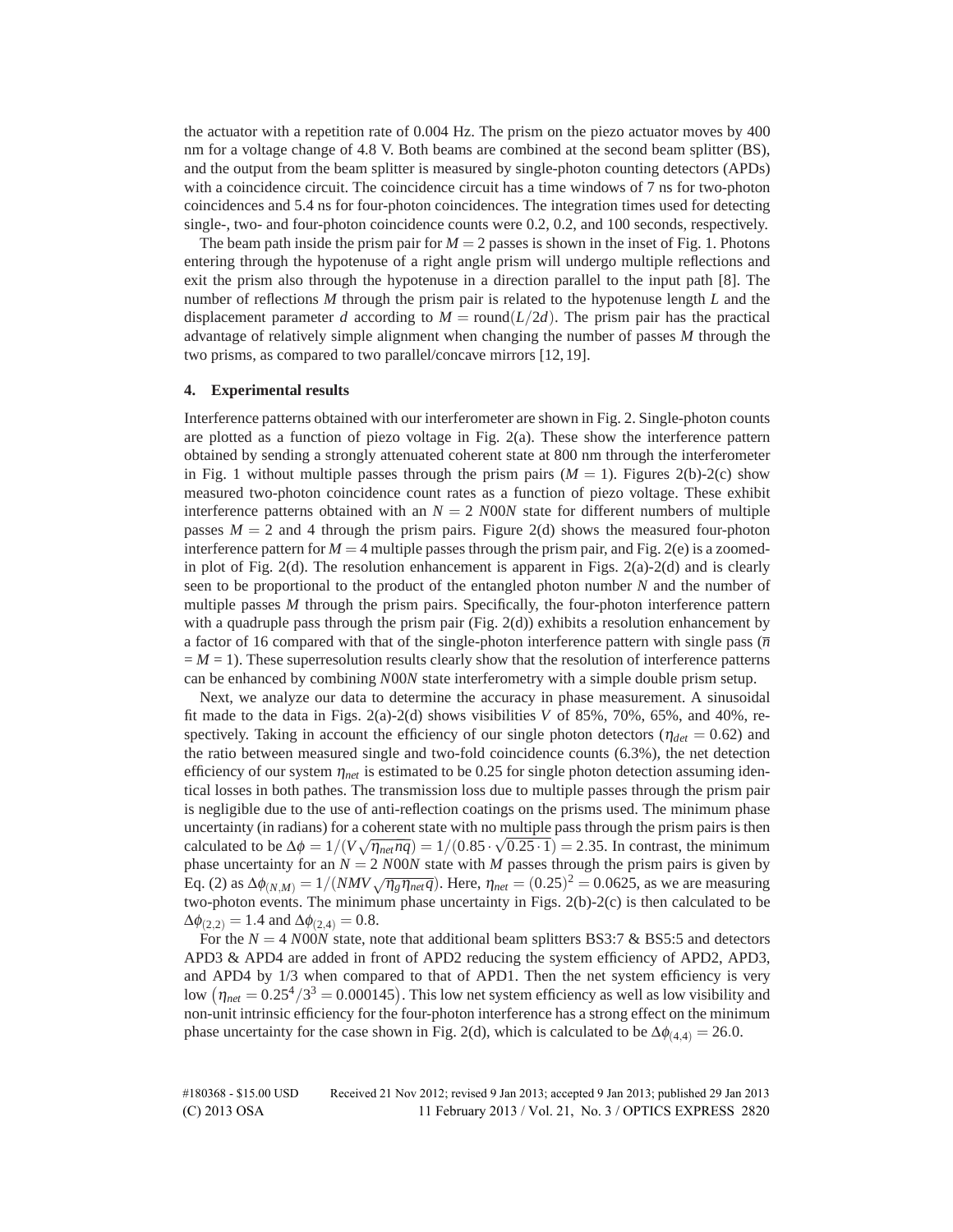the actuator with a repetition rate of 0.004 Hz. The prism on the piezo actuator moves by 400 nm for a voltage change of 4.8 V. Both beams are combined at the second beam splitter (BS), and the output from the beam splitter is measured by single-photon counting detectors (APDs) with a coincidence circuit. The coincidence circuit has a time windows of 7 ns for two-photon coincidences and 5.4 ns for four-photon coincidences. The integration times used for detecting single-, two- and four-photon coincidence counts were 0.2, 0.2, and 100 seconds, respectively.

The beam path inside the prism pair for $M = 2$ passes is shown in the inset of Fig. 1. Photons entering through the hypotenuse of a right angle prism will undergo multiple reflections and exit the prism also through the hypotenuse in a direction parallel to the input path [8]. The number of reflections $M$ through the prism pair is related to the hypotenuse length $L$ and the displacement parameter $d$ according to $M = \text{round}(L/2d)$. The prism pair has the practical advantage of relatively simple alignment when changing the number of passes $M$ through the two prisms, as compared to two parallel/concave mirrors [12, 19].

### 4. Experimental results

Interference patterns obtained with our interferometer are shown in Fig. 2. Single-photon counts are plotted as a function of piezo voltage in Fig. 2(a). These show the interference pattern obtained by sending a strongly attenuated coherent state at 800 nm through the interferometer in Fig. 1 without multiple passes through the prism pairs ($M = 1$). Figures 2(b)-2(c) show measured two-photon coincidence count rates as a function of piezo voltage. These exhibit interference patterns obtained with an $N = 2$ *N*00*N* state for different numbers of multiple passes $M = 2$ and 4 through the prism pairs. Figure 2(d) shows the measured four-photon interference pattern for $M = 4$ multiple passes through the prism pair, and Fig. 2(e) is a zoomed-in plot of Fig. 2(d). The resolution enhancement is apparent in Figs. 2(a)-2(d) and is clearly seen to be proportional to the product of the entangled photon number $N$ and the number of multiple passes $M$ through the prism pairs. Specifically, the four-photon interference pattern with a quadruple pass through the prism pair (Fig. 2(d)) exhibits a resolution enhancement by a factor of 16 compared with that of the single-photon interference pattern with single pass ($\bar{n} = M = 1$). These superresolution results clearly show that the resolution of interference patterns can be enhanced by combining *N*00*N* state interferometry with a simple double prism setup.

Next, we analyze our data to determine the accuracy in phase measurement. A sinusoidal fit made to the data in Figs. 2(a)-2(d) shows visibilities $V$ of 85%, 70%, 65%, and 40%, respectively. Taking in account the efficiency of our single photon detectors ($\eta_{det} = 0.62$) and the ratio between measured single and two-fold coincidence counts (6.3%), the net detection efficiency of our system $\eta_{net}$ is estimated to be 0.25 for single photon detection assuming identical losses in both pathes. The transmission loss due to multiple passes through the prism pair is negligible due to the use of anti-reflection coatings on the prisms used. The minimum phase uncertainty (in radians) for a coherent state with no multiple pass through the prism pairs is then calculated to be $\Delta\phi = 1/(V\sqrt{\eta_{net} nq}) = 1/(0.85 \cdot \sqrt{0.25 \cdot 1}) = 2.35$. In contrast, the minimum phase uncertainty for an $N = 2$ *N*00*N* state with $M$ passes through the prism pairs is given by Eq. (2) as $\Delta\phi_{(N,M)} = 1/(NMV\sqrt{\eta_g \eta_{net} q})$. Here, $\eta_{net} = (0.25)^2 = 0.0625$, as we are measuring two-photon events. The minimum phase uncertainty in Figs. 2(b)-2(c) is then calculated to be $\Delta\phi_{(2,2)} = 1.4$ and $\Delta\phi_{(2,4)} = 0.8$.

For the $N = 4$ *N*00*N* state, note that additional beam splitters BS3:7 & BS5:5 and detectors APD3 & APD4 are added in front of APD2 reducing the system efficiency of APD2, APD3, and APD4 by 1/3 when compared to that of APD1. Then the net system efficiency is very low $\left(\eta_{net} = 0.25^4/3^3 = 0.000145\right)$. This low net system efficiency as well as low visibility and non-unit intrinsic efficiency for the four-photon interference has a strong effect on the minimum phase uncertainty for the case shown in Fig. 2(d), which is calculated to be $\Delta\phi_{(4,4)} = 26.0$.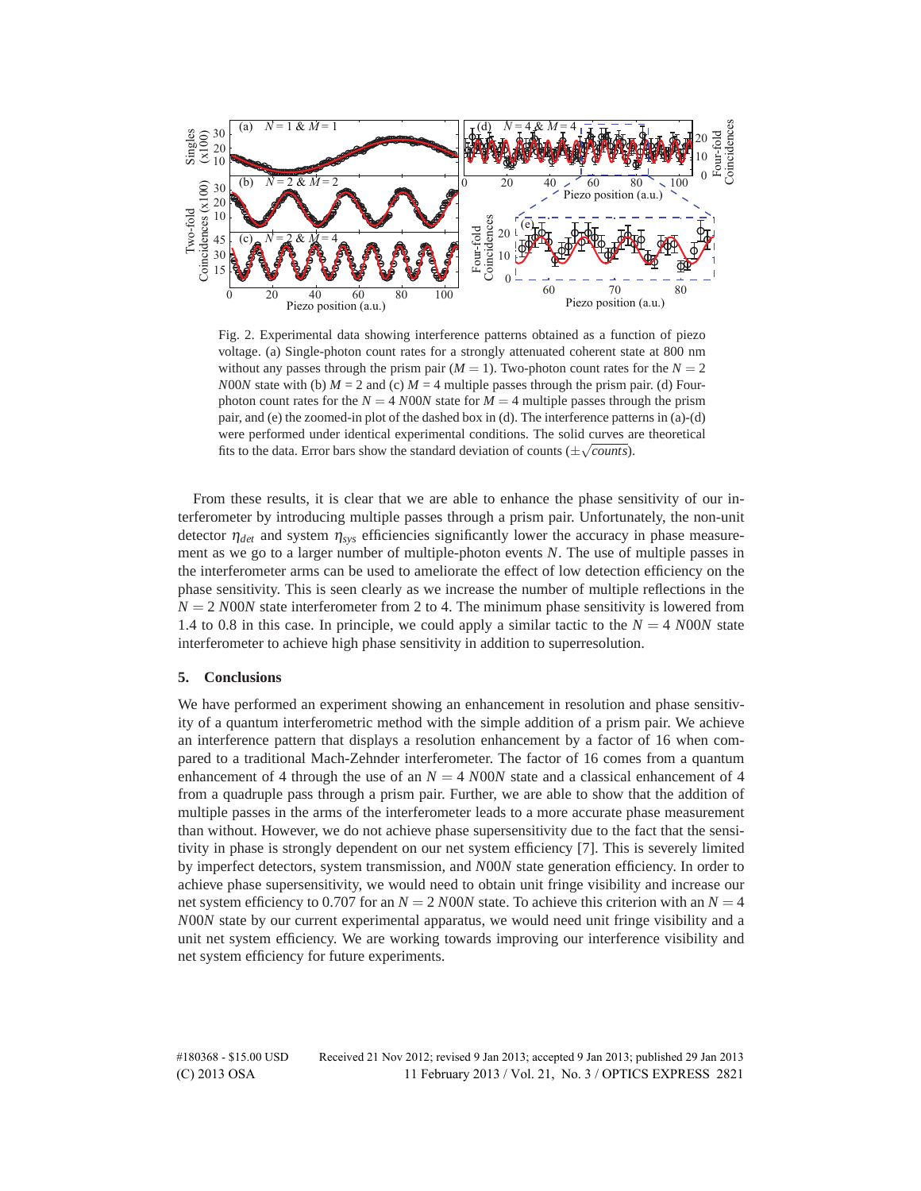Fig. 2. Experimental data showing interference patterns obtained as a function of piezo voltage. (a) Single-photon count rates for a strongly attenuated coherent state at 800 nm without any passes through the prism pair ($M = 1$). Two-photon count rates for the $N = 2$ $N00N$ state with (b) $M = 2$ and (c) $M = 4$ multiple passes through the prism pair. (d) Four-photon count rates for the $N = 4$ $N00N$ state for $M = 4$ multiple passes through the prism pair, and (e) the zoomed-in plot of the dashed box in (d). The interference patterns in (a)-(d) were performed under identical experimental conditions. The solid curves are theoretical fits to the data. Error bars show the standard deviation of counts ($\pm\sqrt{counts}$).

From these results, it is clear that we are able to enhance the phase sensitivity of our interferometer by introducing multiple passes through a prism pair. Unfortunately, the non-unit detector $\eta_{det}$ and system $\eta_{sys}$ efficiencies significantly lower the accuracy in phase measurement as we go to a larger number of multiple-photon events $N$. The use of multiple passes in the interferometer arms can be used to ameliorate the effect of low detection efficiency on the phase sensitivity. This is seen clearly as we increase the number of multiple reflections in the $N = 2$ $N00N$ state interferometer from 2 to 4. The minimum phase sensitivity is lowered from 1.4 to 0.8 in this case. In principle, we could apply a similar tactic to the $N = 4$ $N00N$ state interferometer to achieve high phase sensitivity in addition to superresolution.

## 5. Conclusions

We have performed an experiment showing an enhancement in resolution and phase sensitivity of a quantum interferometric method with the simple addition of a prism pair. We achieve an interference pattern that displays a resolution enhancement by a factor of 16 when compared to a traditional Mach-Zehnder interferometer. The factor of 16 comes from a quantum enhancement of 4 through the use of an $N = 4$ $N00N$ state and a classical enhancement of 4 from a quadruple pass through a prism pair. Further, we are able to show that the addition of multiple passes in the arms of the interferometer leads to a more accurate phase measurement than without. However, we do not achieve phase supersensitivity due to the fact that the sensitivity in phase is strongly dependent on our net system efficiency [7]. This is severely limited by imperfect detectors, system transmission, and $N00N$ state generation efficiency. In order to achieve phase supersensitivity, we would need to obtain unit fringe visibility and increase our net system efficiency to 0.707 for an $N = 2$ $N00N$ state. To achieve this criterion with an $N = 4$ $N00N$ state by our current experimental apparatus, we would need unit fringe visibility and a unit net system efficiency. We are working towards improving our interference visibility and net system efficiency for future experiments.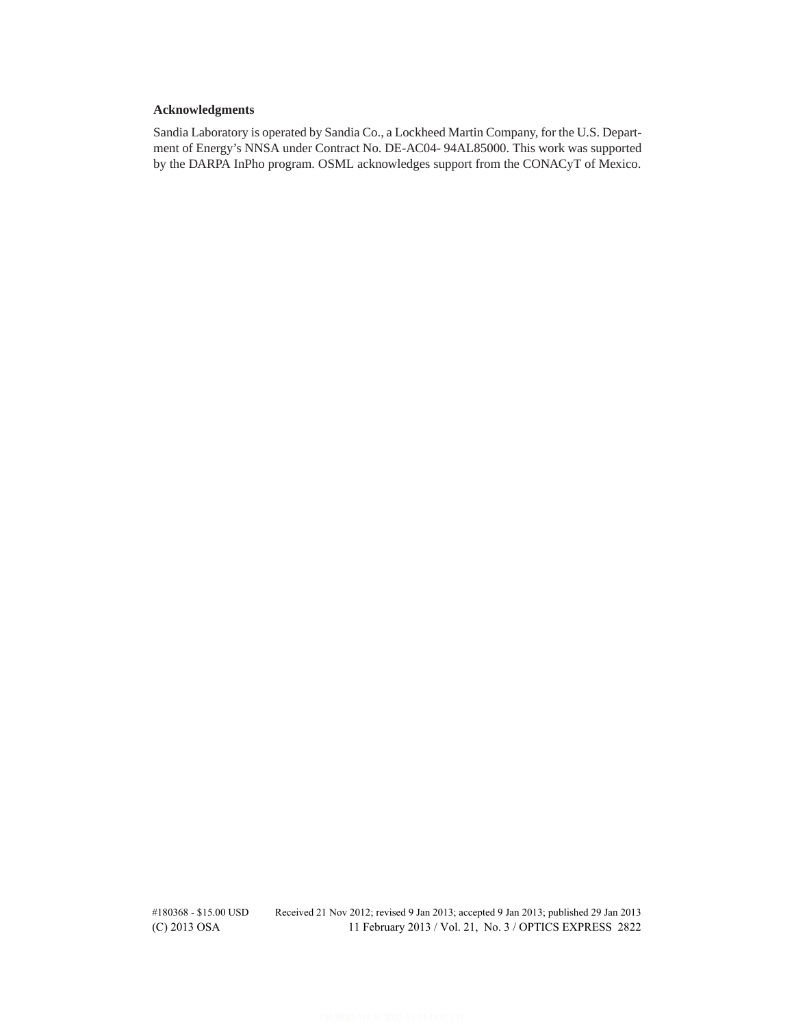### Acknowledgments

Sandia Laboratory is operated by Sandia Co., a Lockheed Martin Company, for the U.S. Department of Energy's NNSA under Contract No. DE-AC04- 94AL85000. This work was supported by the DARPA InPho program. OSML acknowledges support from the CONACyT of Mexico.